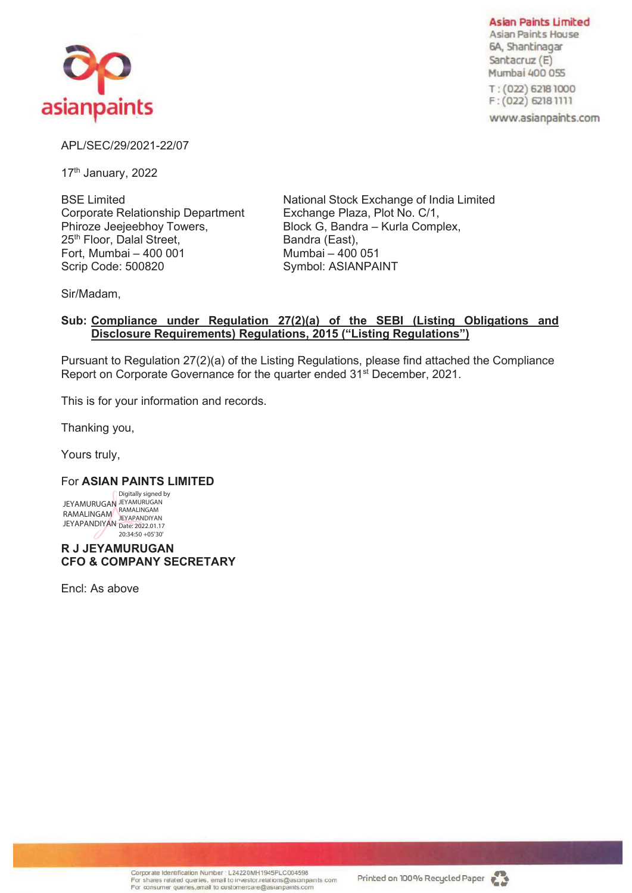Asian Paints Limited
Asian Paints House
6A, Shantinagar
Santacruz (E)
Mumbai 400 055
T : (022) 6218 1000
F : (022) 6218 1111
www.asianpaints.com

APL/SEC/29/2021-22/07

17th January, 2022

BSE Limited
Corporate Relationship Department
Phiroze Jeejeebhoy Towers,
25th Floor, Dalal Street,
Fort, Mumbai – 400 001
Scrip Code: 500820

National Stock Exchange of India Limited
Exchange Plaza, Plot No. C/1,
Block G, Bandra – Kurla Complex,
Bandra (East),
Mumbai – 400 051
Symbol: ASIANPAINT

Sir/Madam,

**Sub: Compliance under Regulation 27(2)(a) of the SEBI (Listing Obligations and Disclosure Requirements) Regulations, 2015 ("Listing Regulations")**

Pursuant to Regulation 27(2)(a) of the Listing Regulations, please find attached the Compliance Report on Corporate Governance for the quarter ended 31st December, 2021.

This is for your information and records.

Thanking you,

Yours truly,

For **ASIAN PAINTS LIMITED**

JEYAMURUGAN RAMALINGAM JEYAPANDIYAN
Digitally signed by JEYAMURUGAN RAMALINGAM JEYAPANDIYAN
Date: 2022.01.17 20:34:50 +05'30'

**R J JEYAMURUGAN**
**CFO & COMPANY SECRETARY**

Encl: As above

Corporate Identification Number : L24220MH1945PLC004598
For shares related queries, email to investor.relations@asianpaints.com
For consumer queries, email to customercare@asianpaints.com

Printed on 100% Recycled Paper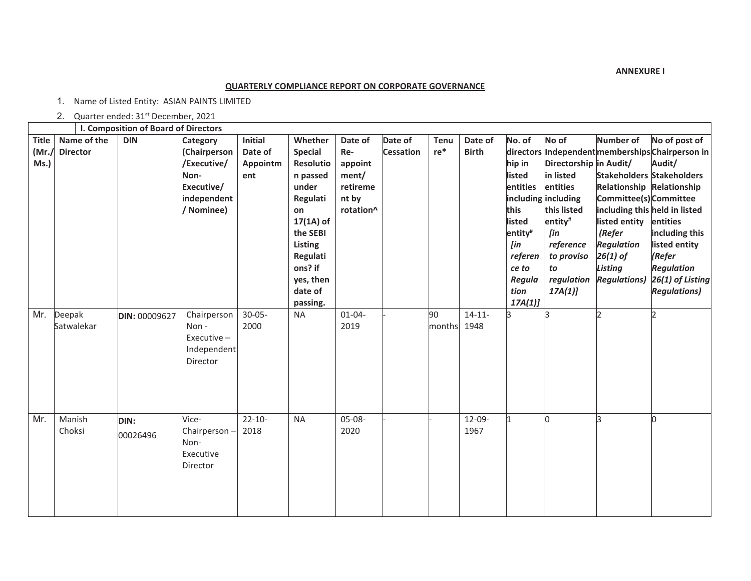**ANNEXURE I**

**QUARTERLY COMPLIANCE REPORT ON CORPORATE GOVERNANCE**

1. Name of Listed Entity: ASIAN PAINTS LIMITED
2. Quarter ended: 31st December, 2021

| **I. Composition of Board of Directors** | | | | | | | | | | | | | |
|---|---|---|---|---|---|---|---|---|---|---|---|---|---|
| **Title (Mr./ Ms.)** | **Name of the Director** | **DIN** | **Category (Chairperson /Executive/ Non-Executive/ independent / Nominee)** | **Initial Date of Appointment** | **Whether Special Resolution passed under Regulation 17(1A) of the SEBI Listing Regulations? if yes, then date of passing.** | **Date of Re-appointment/ retirement by rotation^** | **Date of Cessation** | **Tenure*** | **Date of Birth** | **No. of directorship in listed entities including this listed entity# *[in reference to Regulation 17A(1)]*** | **No of Independent Directorship in listed entities including this listed entity# *[in reference to proviso to regulation 17A(1)]*** | **Number of memberships in Audit/ Stakeholders Relationship Committee(s) including this listed entity *(Refer Regulation 26(1) of Listing Regulations)*** | **No of post of Chairperson in Audit/ Stakeholders Relationship Committee held in listed entities including this listed entity *(Refer Regulation 26(1) of Listing Regulations)*** |
| Mr. | Deepak Satwalekar | **DIN:** 00009627 | Chairperson Non - Executive – Independent Director | 30-05-2000 | NA | 01-04-2019 | - | 90 months | 14-11-1948 | 3 | 3 | 2 | 2 |
| Mr. | Manish Choksi | **DIN:** 00026496 | Vice-Chairperson – Non-Executive Director | 22-10-2018 | NA | 05-08-2020 | - | - | 12-09-1967 | 1 | 0 | 3 | 0 |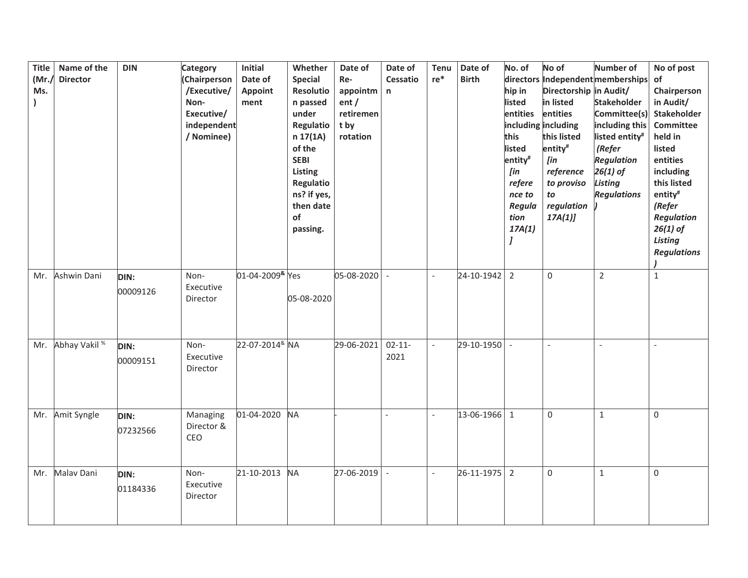| Title (Mr./ Ms. ) | Name of the Director | DIN | Category (Chairperson /Executive/ Non-Executive/ independent / Nominee) | Initial Date of Appointment | Whether Special Resolution passed under Regulation 17(1A) of the SEBI Listing Regulations? if yes, then date of passing. | Date of Re-appointment / retirement by rotation | Date of Cessation | Tenure* | Date of Birth | No. of directorship in listed entities including this listed entity# *[in reference to Regulation 17A(1) ]* | No of Independent Directorship in listed entities including this listed entity# *[in reference to proviso to regulation 17A(1)]* | Number of memberships in Audit/ Stakeholder Committee(s) including this listed entity# *(Refer Regulation 26(1) of Listing Regulations )* | No of post of Chairperson in Audit/ Stakeholder Committee held in listed entities including this listed entity# *(Refer Regulation 26(1) of Listing Regulations )* |
|---|---|---|---|---|---|---|---|---|---|---|---|---|---|
| Mr. | Ashwin Dani | **DIN:** 00009126 | Non-Executive Director | 01-04-2009& | Yes 05-08-2020 | 05-08-2020 | - | - | 24-10-1942 | 2 | 0 | 2 | 1 |
| Mr. | Abhay Vakil % | **DIN:** 00009151 | Non-Executive Director | 22-07-2014& | NA | 29-06-2021 | 02-11-2021 | - | 29-10-1950 | - | - | - | - |
| Mr. | Amit Syngle | **DIN:** 07232566 | Managing Director & CEO | 01-04-2020 | NA | - | - | - | 13-06-1966 | 1 | 0 | 1 | 0 |
| Mr. | Malav Dani | **DIN:** 01184336 | Non-Executive Director | 21-10-2013 | NA | 27-06-2019 | - | - | 26-11-1975 | 2 | 0 | 1 | 0 |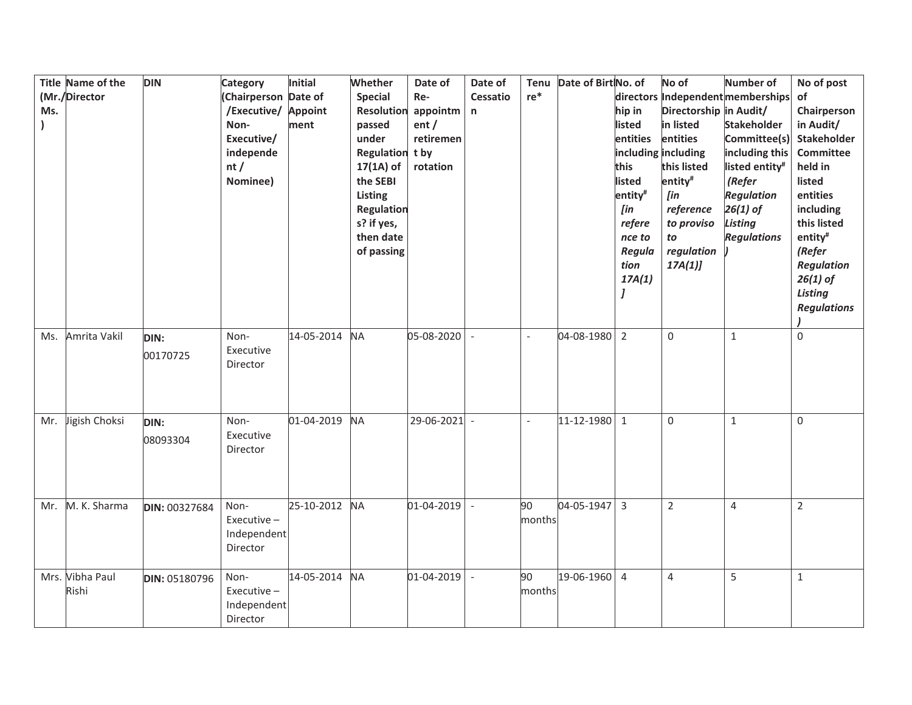| Title (Mr./ Ms. ) | Name of the Director | DIN | Category (Chairperson /Executive/ Non-Executive/ independent / Nominee) | Initial Date of Appointment | Whether Special Resolution passed under Regulation 17(1A) of the SEBI Listing Regulations? if yes, then date of passing | Date of Re-appointment / retirement by rotation | Date of Cessation | Tenure* | Date of Birth | No. of directorship in listed entities including this listed entity# *[in reference to Regulation 17A(1) ]* | No of Independent Directorship in listed entities including this listed entity# *[in reference to proviso to regulation 17A(1)]* | Number of memberships in Audit/ Stakeholder Committee(s) including this listed entity# *(Refer Regulation 26(1) of Listing Regulations )* | No of post of Chairperson in Audit/ Stakeholder Committee held in listed entities including this listed entity# *(Refer Regulation 26(1) of Listing Regulations )* |
|---|---|---|---|---|---|---|---|---|---|---|---|---|---|
| Ms. | Amrita Vakil | **DIN:** 00170725 | Non-Executive Director | 14-05-2014 | NA | 05-08-2020 | - | - | 04-08-1980 | 2 | 0 | 1 | 0 |
| Mr. | Jigish Choksi | **DIN:** 08093304 | Non-Executive Director | 01-04-2019 | NA | 29-06-2021 | - | - | 11-12-1980 | 1 | 0 | 1 | 0 |
| Mr. | M. K. Sharma | **DIN:** 00327684 | Non-Executive – Independent Director | 25-10-2012 | NA | 01-04-2019 | - | 90 months | 04-05-1947 | 3 | 2 | 4 | 2 |
| Mrs. | Vibha Paul Rishi | **DIN:** 05180796 | Non-Executive – Independent Director | 14-05-2014 | NA | 01-04-2019 | - | 90 months | 19-06-1960 | 4 | 4 | 5 | 1 |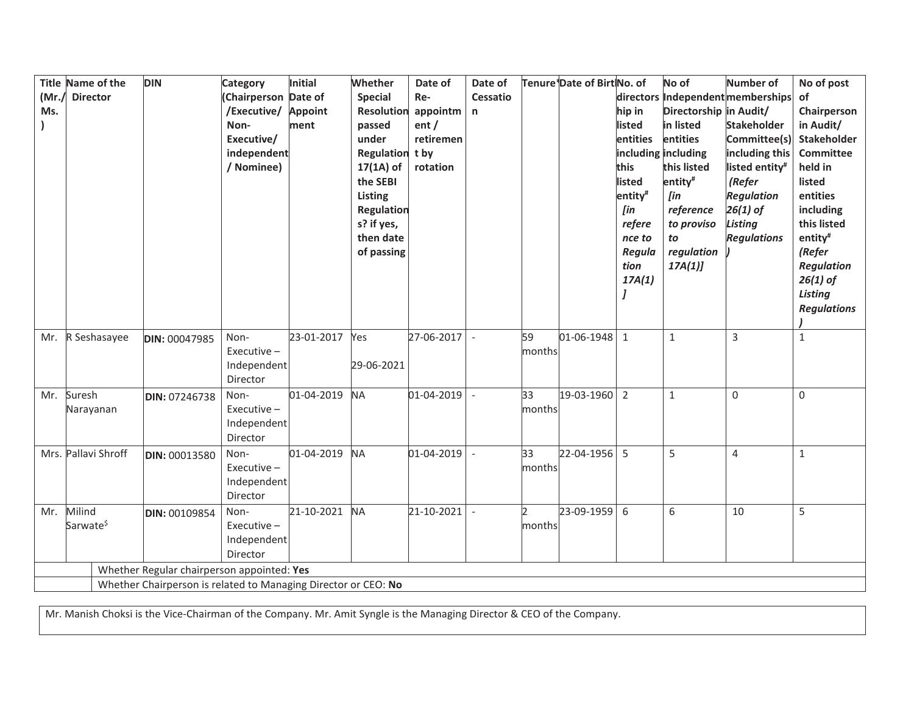| Title (Mr./ Ms. ) | Name of the Director | DIN | Category (Chairperson /Executive/ Non-Executive/ independent / Nominee) | Initial Date of Appointment | Whether Special Resolution passed under Regulation 17(1A) of the SEBI Listing Regulations? if yes, then date of passing | Date of Re-appointment / retirement by rotation | Date of Cessation | Tenure* | Date of Birth | No. of directorship in listed entities including this listed entity# *[in reference to Regulation 17A(1) ]* | No of Independent Directorship in listed entities including this listed entity# *[in reference to proviso to regulation 17A(1)]* | Number of memberships in Audit/ Stakeholder Committee(s) including this listed entity# *(Refer Regulation 26(1) of Listing Regulations )* | No of post of Chairperson in Audit/ Stakeholder Committee held in listed entities including this listed entity# *(Refer Regulation 26(1) of Listing Regulations )* |
|---|---|---|---|---|---|---|---|---|---|---|---|---|---|
| Mr. | R Seshasayee | **DIN:** 00047985 | Non-Executive – Independent Director | 23-01-2017 | Yes 29-06-2021 | 27-06-2017 | - | 59 months | 01-06-1948 | 1 | 1 | 3 | 1 |
| Mr. | Suresh Narayanan | **DIN:** 07246738 | Non-Executive – Independent Director | 01-04-2019 | NA | 01-04-2019 | - | 33 months | 19-03-1960 | 2 | 1 | 0 | 0 |
| Mrs. | Pallavi Shroff | **DIN:** 00013580 | Non-Executive – Independent Director | 01-04-2019 | NA | 01-04-2019 | - | 33 months | 22-04-1956 | 5 | 5 | 4 | 1 |
| Mr. | Milind Sarwate$ | **DIN:** 00109854 | Non-Executive – Independent Director | 21-10-2021 | NA | 21-10-2021 | - | 2 months | 23-09-1959 | 6 | 6 | 10 | 5 |
| | Whether Regular chairperson appointed: **Yes** | | | | | | | | | | | | |
| | Whether Chairperson is related to Managing Director or CEO: **No** | | | | | | | | | | | | |

Mr. Manish Choksi is the Vice-Chairman of the Company. Mr. Amit Syngle is the Managing Director & CEO of the Company.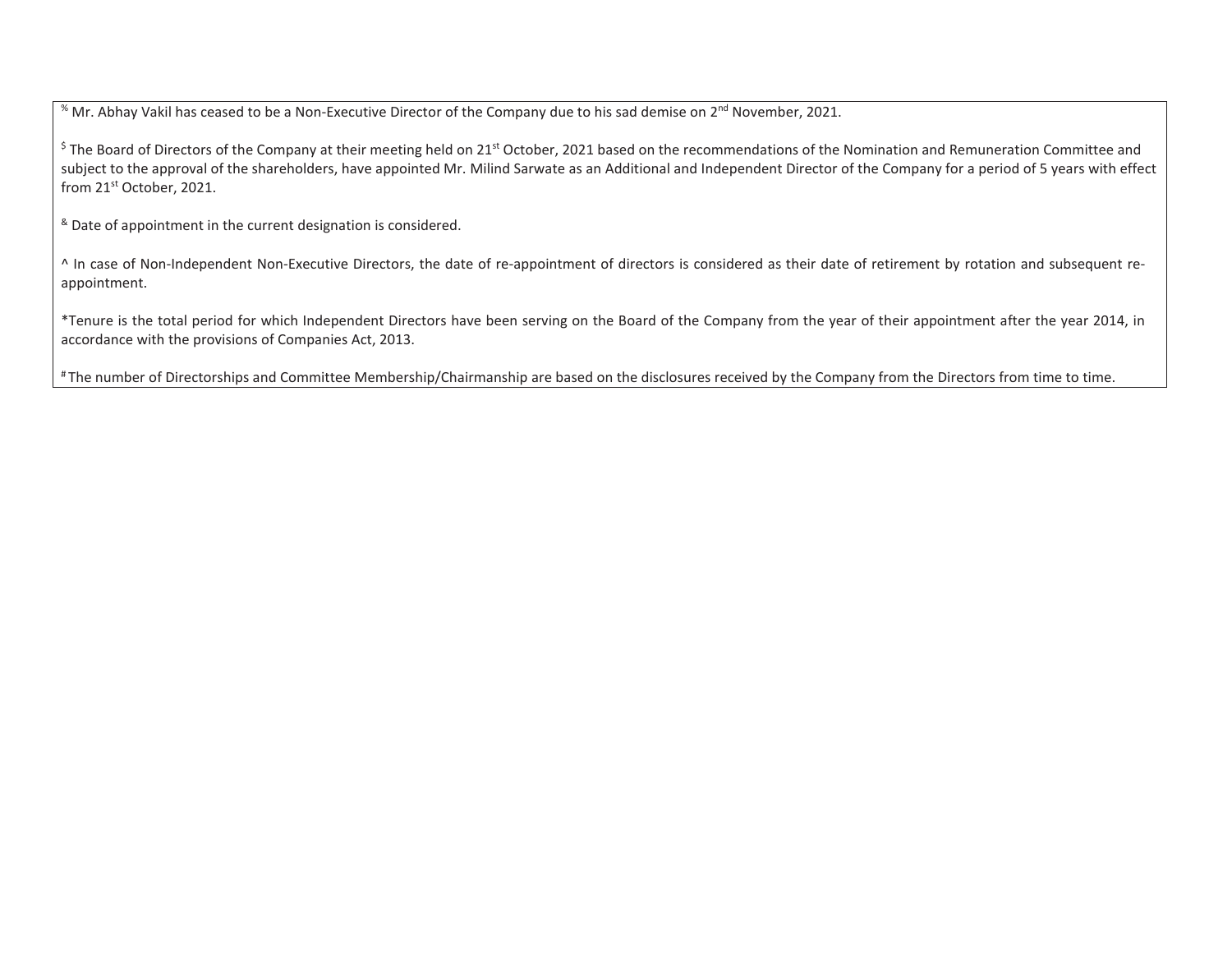[%] Mr. Abhay Vakil has ceased to be a Non-Executive Director of the Company due to his sad demise on 2nd November, 2021.

[$] The Board of Directors of the Company at their meeting held on 21st October, 2021 based on the recommendations of the Nomination and Remuneration Committee and subject to the approval of the shareholders, have appointed Mr. Milind Sarwate as an Additional and Independent Director of the Company for a period of 5 years with effect from 21st October, 2021.

[&] Date of appointment in the current designation is considered.

^ In case of Non-Independent Non-Executive Directors, the date of re-appointment of directors is considered as their date of retirement by rotation and subsequent re-appointment.

*Tenure is the total period for which Independent Directors have been serving on the Board of the Company from the year of their appointment after the year 2014, in accordance with the provisions of Companies Act, 2013.

[#] The number of Directorships and Committee Membership/Chairmanship are based on the disclosures received by the Company from the Directors from time to time.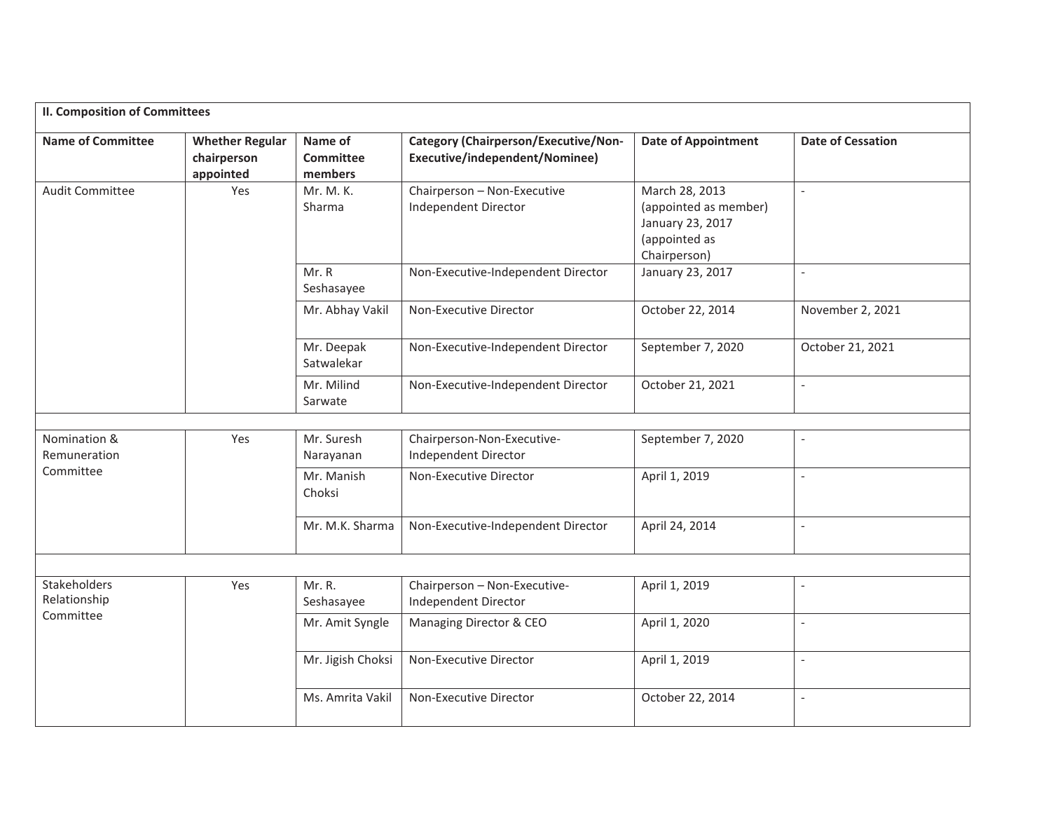| **II. Composition of Committees** | | | | | |
|---|---|---|---|---|---|
| **Name of Committee** | **Whether Regular chairperson appointed** | **Name of Committee members** | **Category (Chairperson/Executive/Non-Executive/independent/Nominee)** | **Date of Appointment** | **Date of Cessation** |
| Audit Committee | Yes | Mr. M. K. Sharma | Chairperson – Non-Executive Independent Director | March 28, 2013 (appointed as member) January 23, 2017 (appointed as Chairperson) | - |
| | | Mr. R Seshasayee | Non-Executive-Independent Director | January 23, 2017 | - |
| | | Mr. Abhay Vakil | Non-Executive Director | October 22, 2014 | November 2, 2021 |
| | | Mr. Deepak Satwalekar | Non-Executive-Independent Director | September 7, 2020 | October 21, 2021 |
| | | Mr. Milind Sarwate | Non-Executive-Independent Director | October 21, 2021 | - |
| | | | | | |
| Nomination & Remuneration Committee | Yes | Mr. Suresh Narayanan | Chairperson-Non-Executive-Independent Director | September 7, 2020 | - |
| | | Mr. Manish Choksi | Non-Executive Director | April 1, 2019 | - |
| | | Mr. M.K. Sharma | Non-Executive-Independent Director | April 24, 2014 | - |
| | | | | | |
| Stakeholders Relationship Committee | Yes | Mr. R. Seshasayee | Chairperson – Non-Executive-Independent Director | April 1, 2019 | - |
| | | Mr. Amit Syngle | Managing Director & CEO | April 1, 2020 | - |
| | | Mr. Jigish Choksi | Non-Executive Director | April 1, 2019 | - |
| | | Ms. Amrita Vakil | Non-Executive Director | October 22, 2014 | - |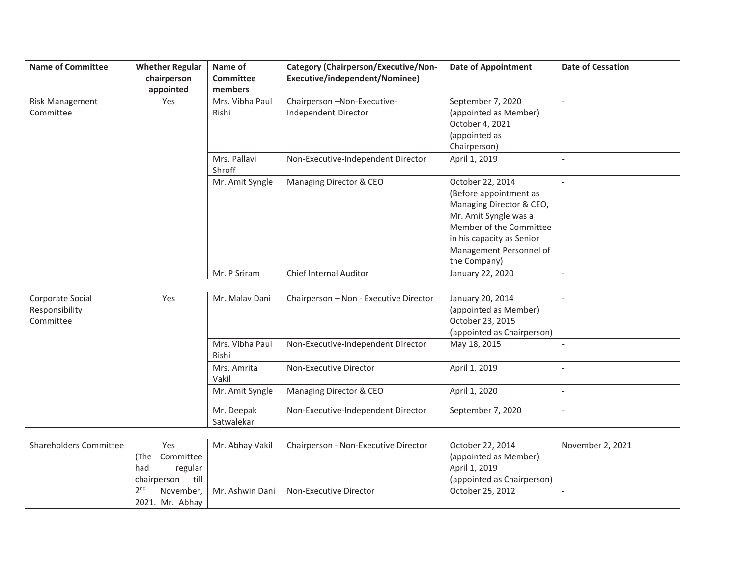| Name of Committee | Whether Regular chairperson appointed | Name of Committee members | Category (Chairperson/Executive/Non-Executive/independent/Nominee) | Date of Appointment | Date of Cessation |
|---|---|---|---|---|---|
| Risk Management Committee | Yes | Mrs. Vibha Paul Rishi | Chairperson –Non-Executive-Independent Director | September 7, 2020 (appointed as Member) October 4, 2021 (appointed as Chairperson) | - |
| | | Mrs. Pallavi Shroff | Non-Executive-Independent Director | April 1, 2019 | - |
| | | Mr. Amit Syngle | Managing Director & CEO | October 22, 2014 (Before appointment as Managing Director & CEO, Mr. Amit Syngle was a Member of the Committee in his capacity as Senior Management Personnel of the Company) | - |
| | | Mr. P Sriram | Chief Internal Auditor | January 22, 2020 | - |
| | | | | | |
| Corporate Social Responsibility Committee | Yes | Mr. Malav Dani | Chairperson – Non - Executive Director | January 20, 2014 (appointed as Member) October 23, 2015 (appointed as Chairperson) | - |
| | | Mrs. Vibha Paul Rishi | Non-Executive-Independent Director | May 18, 2015 | - |
| | | Mrs. Amrita Vakil | Non-Executive Director | April 1, 2019 | - |
| | | Mr. Amit Syngle | Managing Director & CEO | April 1, 2020 | - |
| | | Mr. Deepak Satwalekar | Non-Executive-Independent Director | September 7, 2020 | - |
| | | | | | |
| Shareholders Committee | Yes (The Committee had regular chairperson till 2nd November, 2021. Mr. Abhay | Mr. Abhay Vakil | Chairperson - Non-Executive Director | October 22, 2014 (appointed as Member) April 1, 2019 (appointed as Chairperson) | November 2, 2021 |
| | | Mr. Ashwin Dani | Non-Executive Director | October 25, 2012 | - |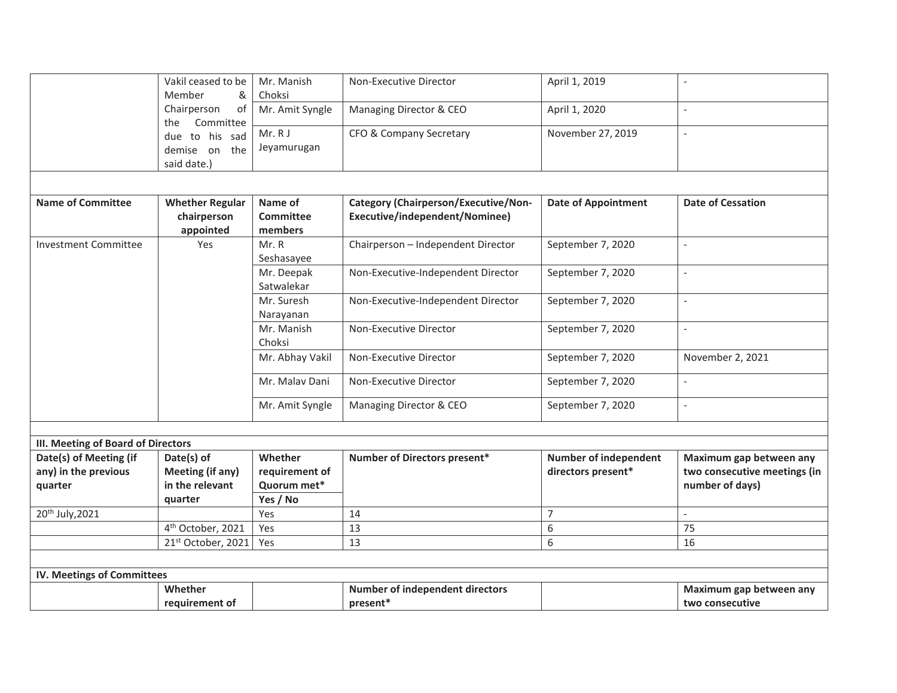| | | | | | |
|---|---|---|---|---|---|
| | Vakil ceased to be Member & Chairperson of the Committee due to his sad demise on the said date.) | Mr. Manish Choksi | Non-Executive Director | April 1, 2019 | - |
| | | Mr. Amit Syngle | Managing Director & CEO | April 1, 2020 | - |
| | | Mr. R J Jeyamurugan | CFO & Company Secretary | November 27, 2019 | - |

| Name of Committee | Whether Regular chairperson appointed | Name of Committee members | Category (Chairperson/Executive/Non-Executive/independent/Nominee) | Date of Appointment | Date of Cessation |
|---|---|---|---|---|---|
| Investment Committee | Yes | Mr. R Seshasayee | Chairperson – Independent Director | September 7, 2020 | - |
| | | Mr. Deepak Satwalekar | Non-Executive-Independent Director | September 7, 2020 | - |
| | | Mr. Suresh Narayanan | Non-Executive-Independent Director | September 7, 2020 | - |
| | | Mr. Manish Choksi | Non-Executive Director | September 7, 2020 | - |
| | | Mr. Abhay Vakil | Non-Executive Director | September 7, 2020 | November 2, 2021 |
| | | Mr. Malav Dani | Non-Executive Director | September 7, 2020 | - |
| | | Mr. Amit Syngle | Managing Director & CEO | September 7, 2020 | - |

**III. Meeting of Board of Directors**

| Date(s) of Meeting (if any) in the previous quarter | Date(s) of Meeting (if any) in the relevant quarter | Whether requirement of Quorum met* Yes / No | Number of Directors present* | Number of independent directors present* | Maximum gap between any two consecutive meetings (in number of days) |
|---|---|---|---|---|---|
| 20th July,2021 | | Yes | 14 | 7 | - |
| | 4th October, 2021 | Yes | 13 | 6 | 75 |
| | 21st October, 2021 | Yes | 13 | 6 | 16 |

**IV. Meetings of Committees**

| | Whether requirement of | | Number of independent directors present* | | Maximum gap between any two consecutive |
|---|---|---|---|---|---|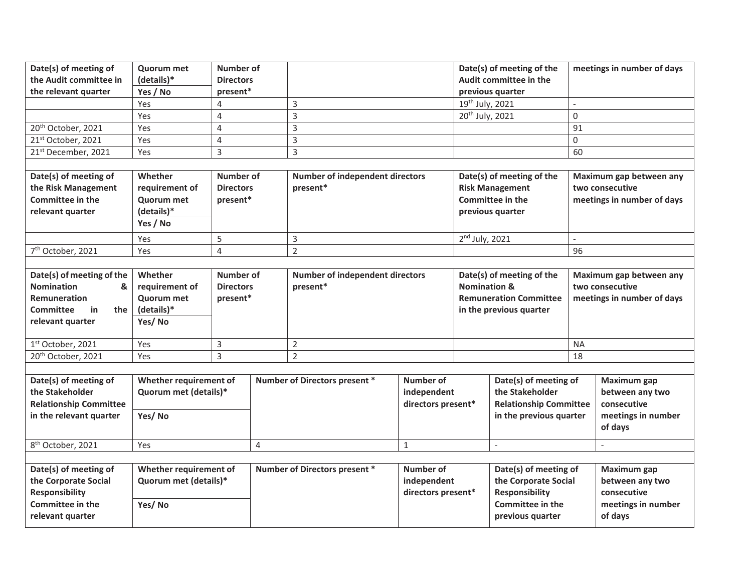| Date(s) of meeting of the Audit committee in the relevant quarter | Quorum met (details)* Yes / No | Number of Directors present* | | Date(s) of meeting of the Audit committee in the previous quarter | meetings in number of days |
|---|---|---|---|---|---|
| | Yes | 4 | 3 | 19th July, 2021 | - |
| | Yes | 4 | 3 | 20th July, 2021 | 0 |
| 20th October, 2021 | Yes | 4 | 3 | | 91 |
| 21st October, 2021 | Yes | 4 | 3 | | 0 |
| 21st December, 2021 | Yes | 3 | 3 | | 60 |

| Date(s) of meeting of the Risk Management Committee in the relevant quarter | Whether requirement of Quorum met (details)* Yes / No | Number of Directors present* | Number of independent directors present* | Date(s) of meeting of the Risk Management Committee in the previous quarter | Maximum gap between any two consecutive meetings in number of days |
|---|---|---|---|---|---|
| | Yes | 5 | 3 | 2nd July, 2021 | - |
| 7th October, 2021 | Yes | 4 | 2 | | 96 |

| Date(s) of meeting of the Nomination & Remuneration Committee in the relevant quarter | Whether requirement of Quorum met (details)* Yes/ No | Number of Directors present* | Number of independent directors present* | Date(s) of meeting of the Nomination & Remuneration Committee in the previous quarter | Maximum gap between any two consecutive meetings in number of days |
|---|---|---|---|---|---|
| 1st October, 2021 | Yes | 3 | 2 | | NA |
| 20th October, 2021 | Yes | 3 | 2 | | 18 |

| Date(s) of meeting of the Stakeholder Relationship Committee in the relevant quarter | Whether requirement of Quorum met (details)* Yes/ No | Number of Directors present * | Number of independent directors present* | Date(s) of meeting of the Stakeholder Relationship Committee in the previous quarter | Maximum gap between any two consecutive meetings in number of days |
|---|---|---|---|---|---|
| 8th October, 2021 | Yes | 4 | 1 | - | - |

| Date(s) of meeting of the Corporate Social Responsibility Committee in the relevant quarter | Whether requirement of Quorum met (details)* Yes/ No | Number of Directors present * | Number of independent directors present* | Date(s) of meeting of the Corporate Social Responsibility Committee in the previous quarter | Maximum gap between any two consecutive meetings in number of days |
|---|---|---|---|---|---|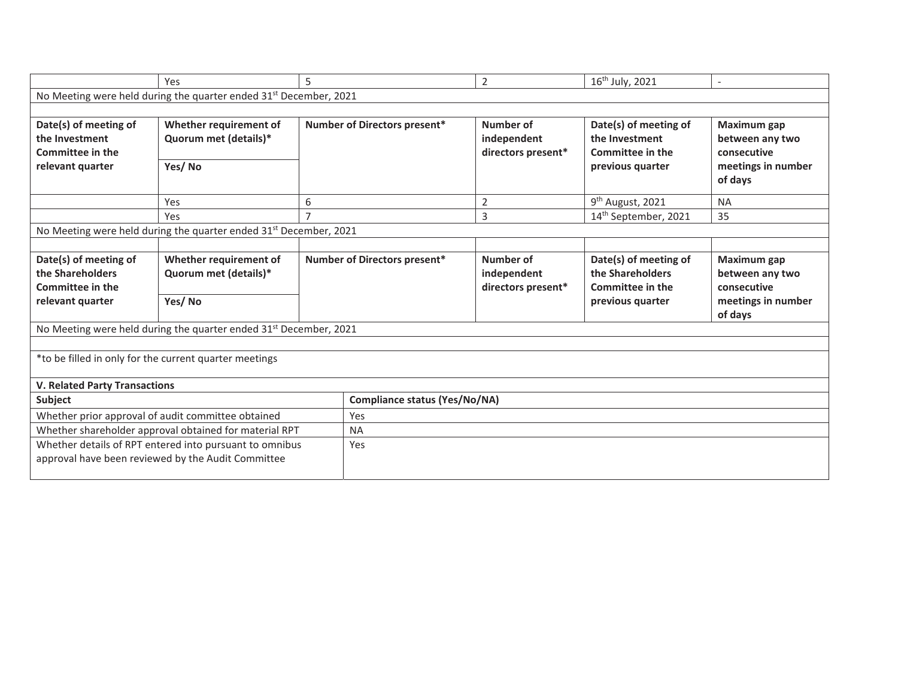| | Yes | 5 | 2 | 16th July, 2021 | - |
|---|---|---|---|---|---|
| No Meeting were held during the quarter ended 31st December, 2021 | | | | | |

| Date(s) of meeting of the Investment Committee in the relevant quarter | Whether requirement of Quorum met (details)* | Number of Directors present* | Number of independent directors present* | Date(s) of meeting of the Investment Committee in the previous quarter | Maximum gap between any two consecutive meetings in number of days |
|---|---|---|---|---|---|
| | Yes/ No | | | | |
| | Yes | 6 | 2 | 9th August, 2021 | NA |
| | Yes | 7 | 3 | 14th September, 2021 | 35 |
| No Meeting were held during the quarter ended 31st December, 2021 | | | | | |

| Date(s) of meeting of the Shareholders Committee in the relevant quarter | Whether requirement of Quorum met (details)* | Number of Directors present* | Number of independent directors present* | Date(s) of meeting of the Shareholders Committee in the previous quarter | Maximum gap between any two consecutive meetings in number of days |
|---|---|---|---|---|---|
| | Yes/ No | | | | |
| No Meeting were held during the quarter ended 31st December, 2021 | | | | | |

*to be filled in only for the current quarter meetings

**V. Related Party Transactions**

| Subject | Compliance status (Yes/No/NA) |
|---|---|
| Whether prior approval of audit committee obtained | Yes |
| Whether shareholder approval obtained for material RPT | NA |
| Whether details of RPT entered into pursuant to omnibus approval have been reviewed by the Audit Committee | Yes |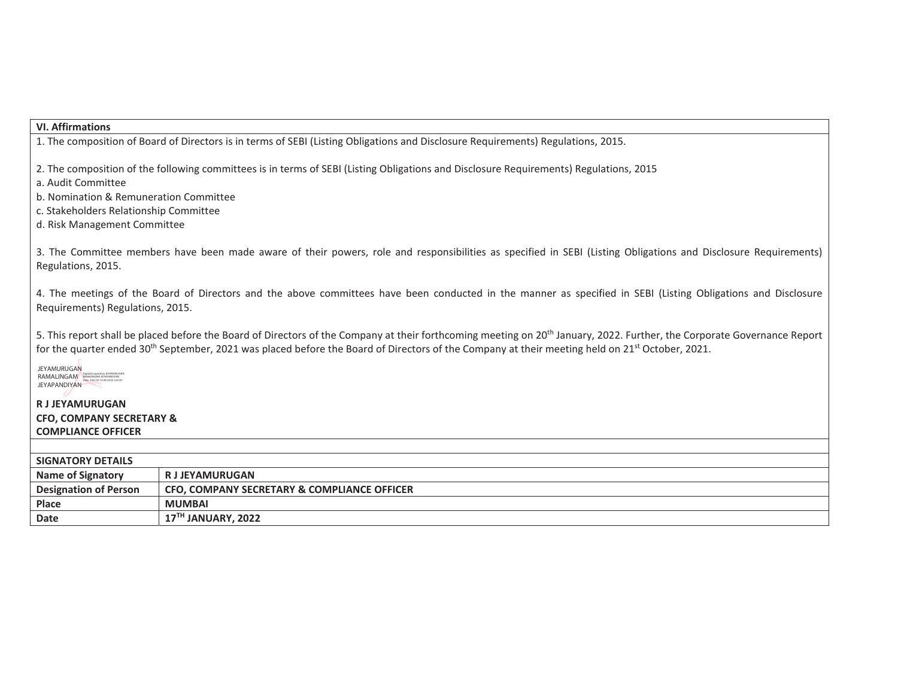**VI. Affirmations**

1. The composition of Board of Directors is in terms of SEBI (Listing Obligations and Disclosure Requirements) Regulations, 2015.

2. The composition of the following committees is in terms of SEBI (Listing Obligations and Disclosure Requirements) Regulations, 2015

a. Audit Committee
b. Nomination & Remuneration Committee
c. Stakeholders Relationship Committee
d. Risk Management Committee

3. The Committee members have been made aware of their powers, role and responsibilities as specified in SEBI (Listing Obligations and Disclosure Requirements) Regulations, 2015.

4. The meetings of the Board of Directors and the above committees have been conducted in the manner as specified in SEBI (Listing Obligations and Disclosure Requirements) Regulations, 2015.

5. This report shall be placed before the Board of Directors of the Company at their forthcoming meeting on 20th January, 2022. Further, the Corporate Governance Report for the quarter ended 30th September, 2021 was placed before the Board of Directors of the Company at their meeting held on 21st October, 2021.

JEYAMURUGAN RAMALINGAM JEYAPANDIYAN

**R J JEYAMURUGAN**
**CFO, COMPANY SECRETARY & COMPLIANCE OFFICER**

| SIGNATORY DETAILS | |
|---|---|
| **Name of Signatory** | **R J JEYAMURUGAN** |
| **Designation of Person** | **CFO, COMPANY SECRETARY & COMPLIANCE OFFICER** |
| **Place** | **MUMBAI** |
| **Date** | **17TH JANUARY, 2022** |